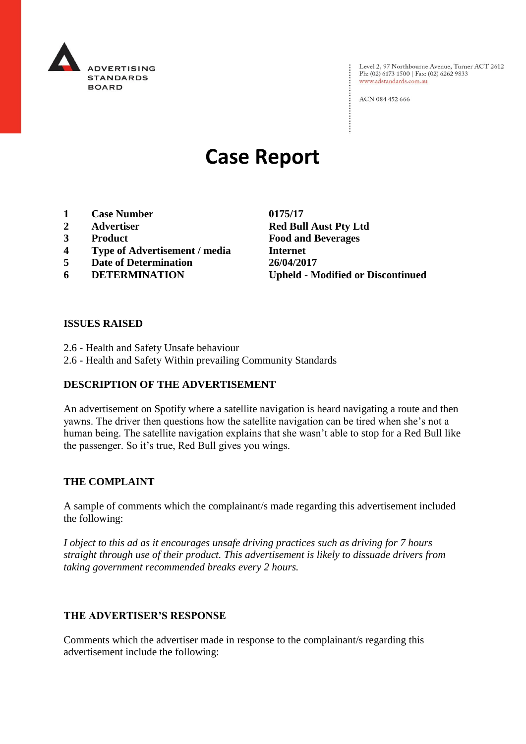ADVERTISING STANDARDS BOARD

Level 2, 97 Northbourne Avenue, Turner ACT 2612
Ph: (02) 6173 1500 | Fax: (02) 6262 9833
www.adstandards.com.au

ACN 084 452 666

# Case Report

| | | |
|---|---|---|
| **1** | **Case Number** | **0175/17** |
| **2** | **Advertiser** | **Red Bull Aust Pty Ltd** |
| **3** | **Product** | **Food and Beverages** |
| **4** | **Type of Advertisement / media** | **Internet** |
| **5** | **Date of Determination** | **26/04/2017** |
| **6** | **DETERMINATION** | **Upheld - Modified or Discontinued** |

## ISSUES RAISED

2.6 - Health and Safety Unsafe behaviour
2.6 - Health and Safety Within prevailing Community Standards

## DESCRIPTION OF THE ADVERTISEMENT

An advertisement on Spotify where a satellite navigation is heard navigating a route and then yawns. The driver then questions how the satellite navigation can be tired when she's not a human being. The satellite navigation explains that she wasn't able to stop for a Red Bull like the passenger. So it's true, Red Bull gives you wings.

## THE COMPLAINT

A sample of comments which the complainant/s made regarding this advertisement included the following:

*I object to this ad as it encourages unsafe driving practices such as driving for 7 hours straight through use of their product. This advertisement is likely to dissuade drivers from taking government recommended breaks every 2 hours.*

## THE ADVERTISER'S RESPONSE

Comments which the advertiser made in response to the complainant/s regarding this advertisement include the following: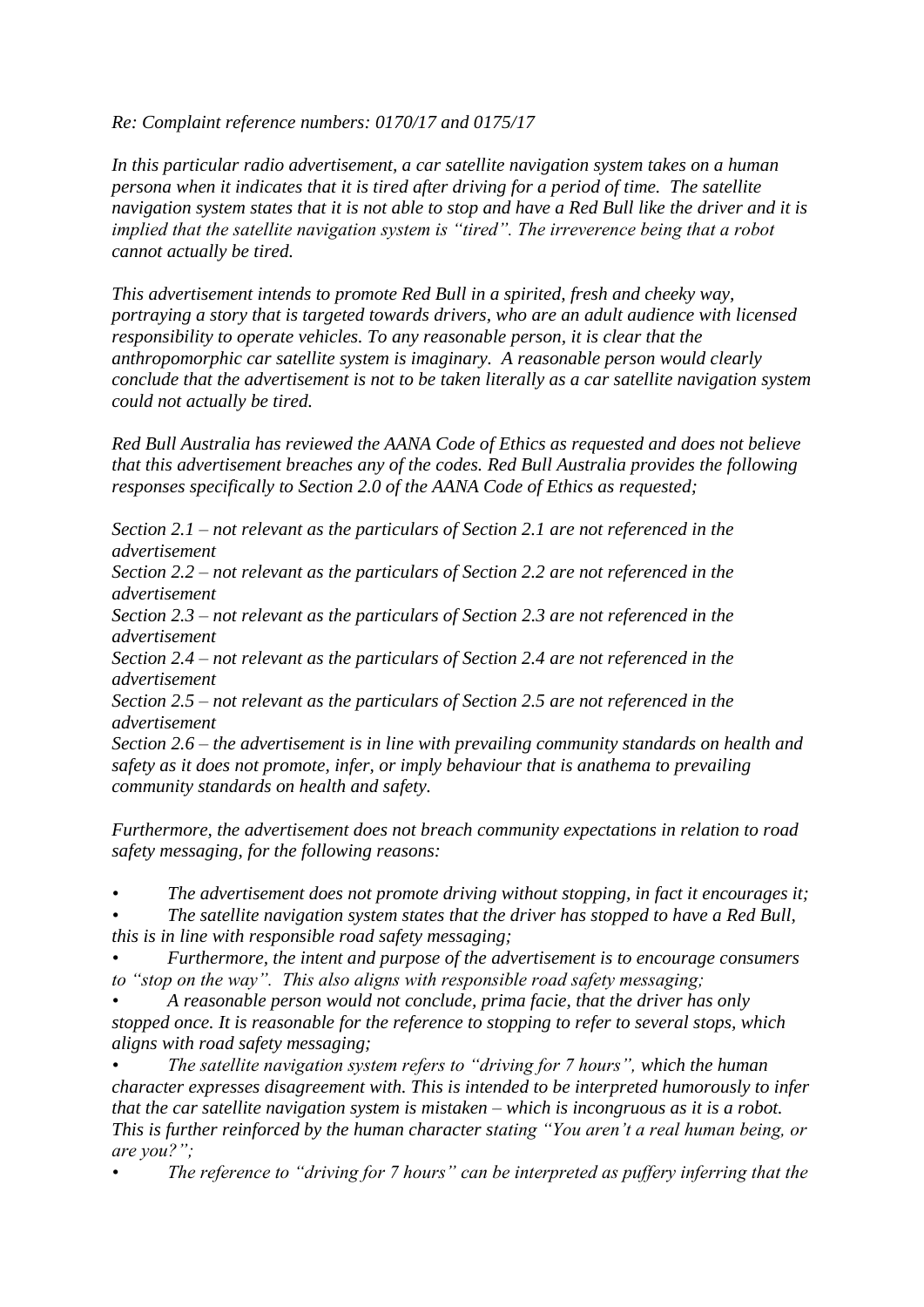*Re: Complaint reference numbers: 0170/17 and 0175/17*

*In this particular radio advertisement, a car satellite navigation system takes on a human persona when it indicates that it is tired after driving for a period of time. The satellite navigation system states that it is not able to stop and have a Red Bull like the driver and it is implied that the satellite navigation system is "tired". The irreverence being that a robot cannot actually be tired.*

*This advertisement intends to promote Red Bull in a spirited, fresh and cheeky way, portraying a story that is targeted towards drivers, who are an adult audience with licensed responsibility to operate vehicles. To any reasonable person, it is clear that the anthropomorphic car satellite system is imaginary. A reasonable person would clearly conclude that the advertisement is not to be taken literally as a car satellite navigation system could not actually be tired.*

*Red Bull Australia has reviewed the AANA Code of Ethics as requested and does not believe that this advertisement breaches any of the codes. Red Bull Australia provides the following responses specifically to Section 2.0 of the AANA Code of Ethics as requested;*

*Section 2.1 – not relevant as the particulars of Section 2.1 are not referenced in the advertisement*
*Section 2.2 – not relevant as the particulars of Section 2.2 are not referenced in the advertisement*
*Section 2.3 – not relevant as the particulars of Section 2.3 are not referenced in the advertisement*
*Section 2.4 – not relevant as the particulars of Section 2.4 are not referenced in the advertisement*
*Section 2.5 – not relevant as the particulars of Section 2.5 are not referenced in the advertisement*
*Section 2.6 – the advertisement is in line with prevailing community standards on health and safety as it does not promote, infer, or imply behaviour that is anathema to prevailing community standards on health and safety.*

*Furthermore, the advertisement does not breach community expectations in relation to road safety messaging, for the following reasons:*

- *The advertisement does not promote driving without stopping, in fact it encourages it;*
- *The satellite navigation system states that the driver has stopped to have a Red Bull, this is in line with responsible road safety messaging;*
- *Furthermore, the intent and purpose of the advertisement is to encourage consumers to "stop on the way". This also aligns with responsible road safety messaging;*
- *A reasonable person would not conclude, prima facie, that the driver has only stopped once. It is reasonable for the reference to stopping to refer to several stops, which aligns with road safety messaging;*
- *The satellite navigation system refers to "driving for 7 hours", which the human character expresses disagreement with. This is intended to be interpreted humorously to infer that the car satellite navigation system is mistaken – which is incongruous as it is a robot. This is further reinforced by the human character stating "You aren't a real human being, or are you?";*
- *The reference to "driving for 7 hours" can be interpreted as puffery inferring that the*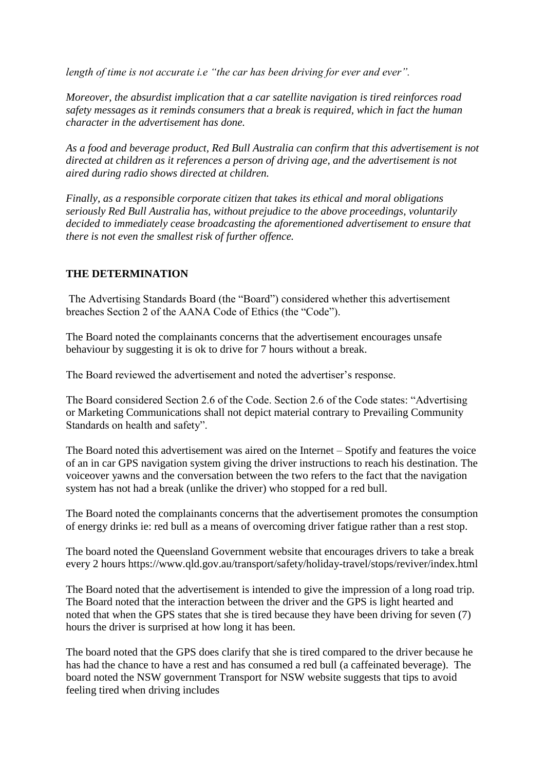*length of time is not accurate i.e "the car has been driving for ever and ever".*

*Moreover, the absurdist implication that a car satellite navigation is tired reinforces road safety messages as it reminds consumers that a break is required, which in fact the human character in the advertisement has done.*

*As a food and beverage product, Red Bull Australia can confirm that this advertisement is not directed at children as it references a person of driving age, and the advertisement is not aired during radio shows directed at children.*

*Finally, as a responsible corporate citizen that takes its ethical and moral obligations seriously Red Bull Australia has, without prejudice to the above proceedings, voluntarily decided to immediately cease broadcasting the aforementioned advertisement to ensure that there is not even the smallest risk of further offence.*

**THE DETERMINATION**

The Advertising Standards Board (the "Board") considered whether this advertisement breaches Section 2 of the AANA Code of Ethics (the "Code").

The Board noted the complainants concerns that the advertisement encourages unsafe behaviour by suggesting it is ok to drive for 7 hours without a break.

The Board reviewed the advertisement and noted the advertiser's response.

The Board considered Section 2.6 of the Code. Section 2.6 of the Code states: "Advertising or Marketing Communications shall not depict material contrary to Prevailing Community Standards on health and safety".

The Board noted this advertisement was aired on the Internet – Spotify and features the voice of an in car GPS navigation system giving the driver instructions to reach his destination. The voiceover yawns and the conversation between the two refers to the fact that the navigation system has not had a break (unlike the driver) who stopped for a red bull.

The Board noted the complainants concerns that the advertisement promotes the consumption of energy drinks ie: red bull as a means of overcoming driver fatigue rather than a rest stop.

The board noted the Queensland Government website that encourages drivers to take a break every 2 hours https://www.qld.gov.au/transport/safety/holiday-travel/stops/reviver/index.html

The Board noted that the advertisement is intended to give the impression of a long road trip. The Board noted that the interaction between the driver and the GPS is light hearted and noted that when the GPS states that she is tired because they have been driving for seven (7) hours the driver is surprised at how long it has been.

The board noted that the GPS does clarify that she is tired compared to the driver because he has had the chance to have a rest and has consumed a red bull (a caffeinated beverage). The board noted the NSW government Transport for NSW website suggests that tips to avoid feeling tired when driving includes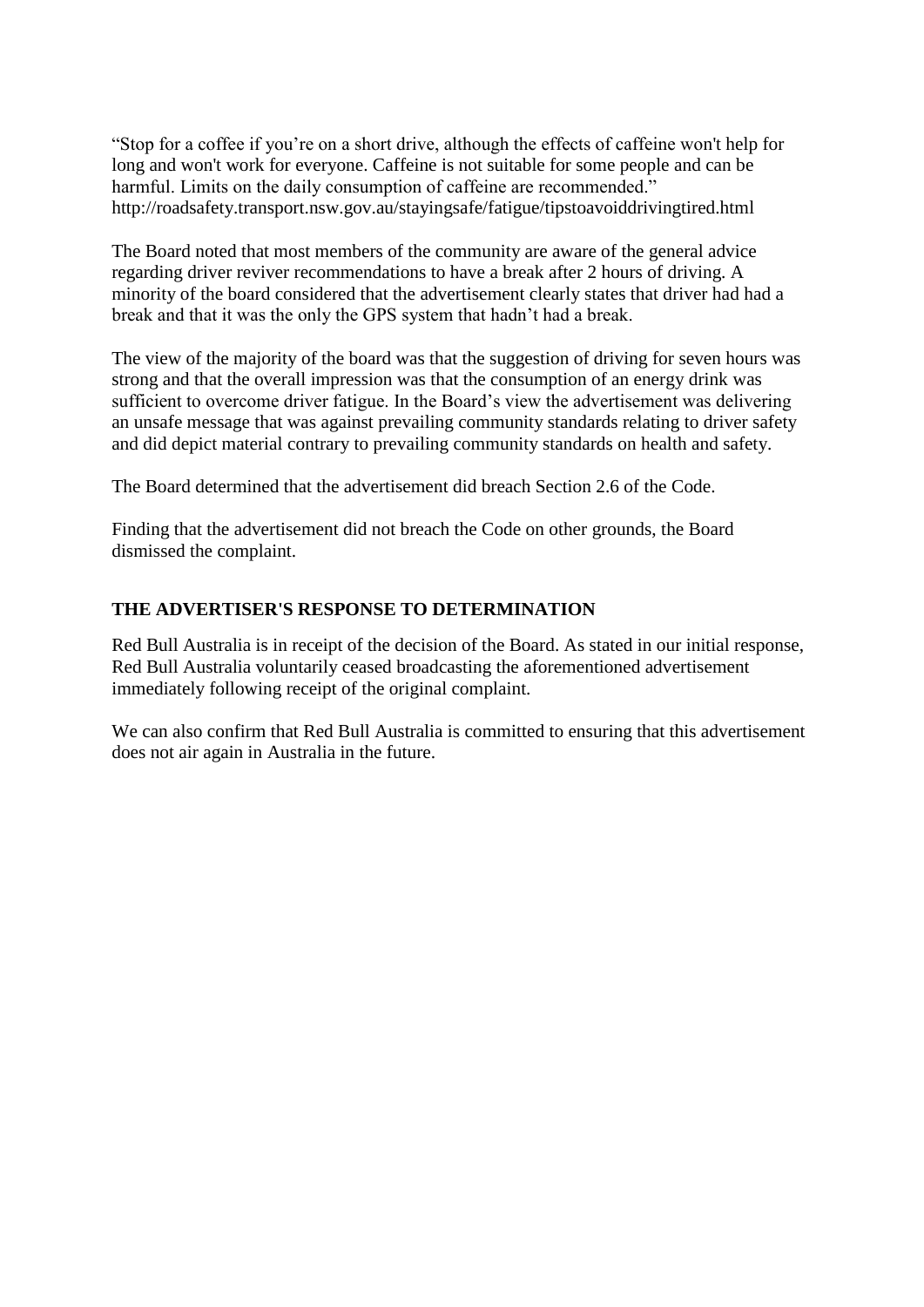"Stop for a coffee if you're on a short drive, although the effects of caffeine won't help for long and won't work for everyone. Caffeine is not suitable for some people and can be harmful. Limits on the daily consumption of caffeine are recommended."
http://roadsafety.transport.nsw.gov.au/stayingsafe/fatigue/tipstoavoiddrivingtired.html

The Board noted that most members of the community are aware of the general advice regarding driver reviver recommendations to have a break after 2 hours of driving. A minority of the board considered that the advertisement clearly states that driver had had a break and that it was the only the GPS system that hadn't had a break.

The view of the majority of the board was that the suggestion of driving for seven hours was strong and that the overall impression was that the consumption of an energy drink was sufficient to overcome driver fatigue. In the Board's view the advertisement was delivering an unsafe message that was against prevailing community standards relating to driver safety and did depict material contrary to prevailing community standards on health and safety.

The Board determined that the advertisement did breach Section 2.6 of the Code.

Finding that the advertisement did not breach the Code on other grounds, the Board dismissed the complaint.

## THE ADVERTISER'S RESPONSE TO DETERMINATION

Red Bull Australia is in receipt of the decision of the Board. As stated in our initial response, Red Bull Australia voluntarily ceased broadcasting the aforementioned advertisement immediately following receipt of the original complaint.

We can also confirm that Red Bull Australia is committed to ensuring that this advertisement does not air again in Australia in the future.